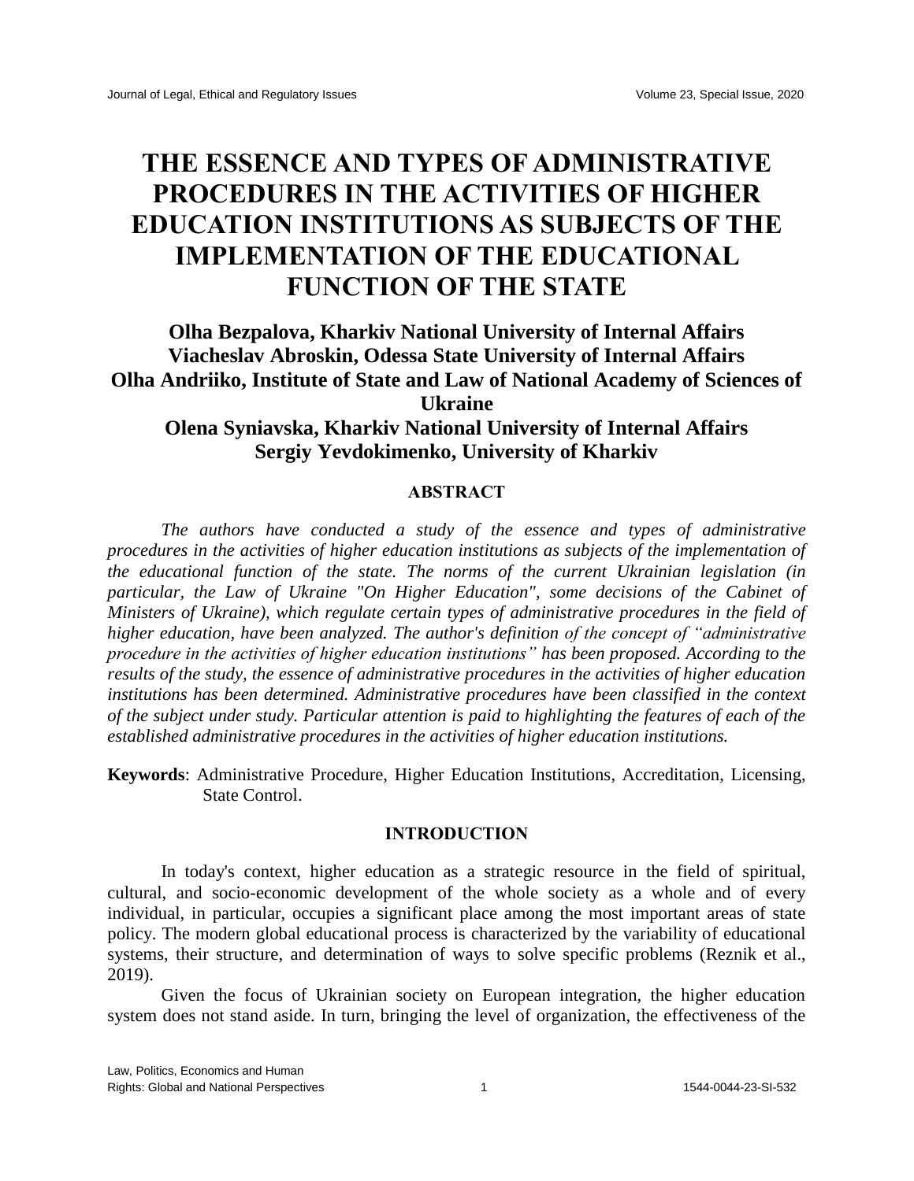# THE ESSENCE AND TYPES OF ADMINISTRATIVE PROCEDURES IN THE ACTIVITIES OF HIGHER EDUCATION INSTITUTIONS AS SUBJECTS OF THE IMPLEMENTATION OF THE EDUCATIONAL FUNCTION OF THE STATE

**Olha Bezpalova, Kharkiv National University of Internal Affairs**
**Viacheslav Abroskin, Odessa State University of Internal Affairs**
**Olha Andriiko, Institute of State and Law of National Academy of Sciences of Ukraine**
**Olena Syniavska, Kharkiv National University of Internal Affairs**
**Sergiy Yevdokimenko, University of Kharkiv**

## ABSTRACT

*The authors have conducted a study of the essence and types of administrative procedures in the activities of higher education institutions as subjects of the implementation of the educational function of the state. The norms of the current Ukrainian legislation (in particular, the Law of Ukraine "On Higher Education", some decisions of the Cabinet of Ministers of Ukraine), which regulate certain types of administrative procedures in the field of higher education, have been analyzed. The author's definition of the concept of "administrative procedure in the activities of higher education institutions" has been proposed. According to the results of the study, the essence of administrative procedures in the activities of higher education institutions has been determined. Administrative procedures have been classified in the context of the subject under study. Particular attention is paid to highlighting the features of each of the established administrative procedures in the activities of higher education institutions.*

**Keywords**: Administrative Procedure, Higher Education Institutions, Accreditation, Licensing, State Control.

## INTRODUCTION

In today's context, higher education as a strategic resource in the field of spiritual, cultural, and socio-economic development of the whole society as a whole and of every individual, in particular, occupies a significant place among the most important areas of state policy. The modern global educational process is characterized by the variability of educational systems, their structure, and determination of ways to solve specific problems (Reznik et al., 2019).

Given the focus of Ukrainian society on European integration, the higher education system does not stand aside. In turn, bringing the level of organization, the effectiveness of the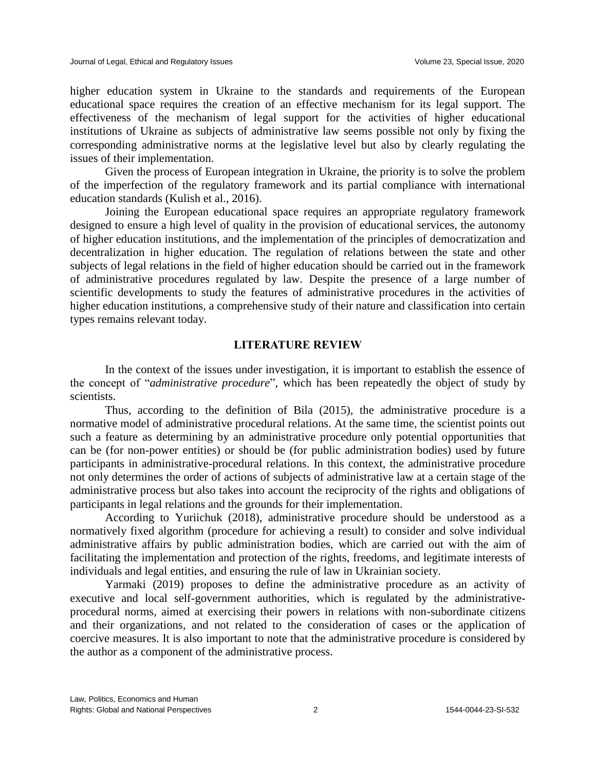higher education system in Ukraine to the standards and requirements of the European educational space requires the creation of an effective mechanism for its legal support. The effectiveness of the mechanism of legal support for the activities of higher educational institutions of Ukraine as subjects of administrative law seems possible not only by fixing the corresponding administrative norms at the legislative level but also by clearly regulating the issues of their implementation.

Given the process of European integration in Ukraine, the priority is to solve the problem of the imperfection of the regulatory framework and its partial compliance with international education standards (Kulish et al., 2016).

Joining the European educational space requires an appropriate regulatory framework designed to ensure a high level of quality in the provision of educational services, the autonomy of higher education institutions, and the implementation of the principles of democratization and decentralization in higher education. The regulation of relations between the state and other subjects of legal relations in the field of higher education should be carried out in the framework of administrative procedures regulated by law. Despite the presence of a large number of scientific developments to study the features of administrative procedures in the activities of higher education institutions, a comprehensive study of their nature and classification into certain types remains relevant today.

## LITERATURE REVIEW

In the context of the issues under investigation, it is important to establish the essence of the concept of "*administrative procedure*", which has been repeatedly the object of study by scientists.

Thus, according to the definition of Bila (2015), the administrative procedure is a normative model of administrative procedural relations. At the same time, the scientist points out such a feature as determining by an administrative procedure only potential opportunities that can be (for non-power entities) or should be (for public administration bodies) used by future participants in administrative-procedural relations. In this context, the administrative procedure not only determines the order of actions of subjects of administrative law at a certain stage of the administrative process but also takes into account the reciprocity of the rights and obligations of participants in legal relations and the grounds for their implementation.

According to Yuriichuk (2018), administrative procedure should be understood as a normatively fixed algorithm (procedure for achieving a result) to consider and solve individual administrative affairs by public administration bodies, which are carried out with the aim of facilitating the implementation and protection of the rights, freedoms, and legitimate interests of individuals and legal entities, and ensuring the rule of law in Ukrainian society.

Yarmaki (2019) proposes to define the administrative procedure as an activity of executive and local self-government authorities, which is regulated by the administrative-procedural norms, aimed at exercising their powers in relations with non-subordinate citizens and their organizations, and not related to the consideration of cases or the application of coercive measures. It is also important to note that the administrative procedure is considered by the author as a component of the administrative process.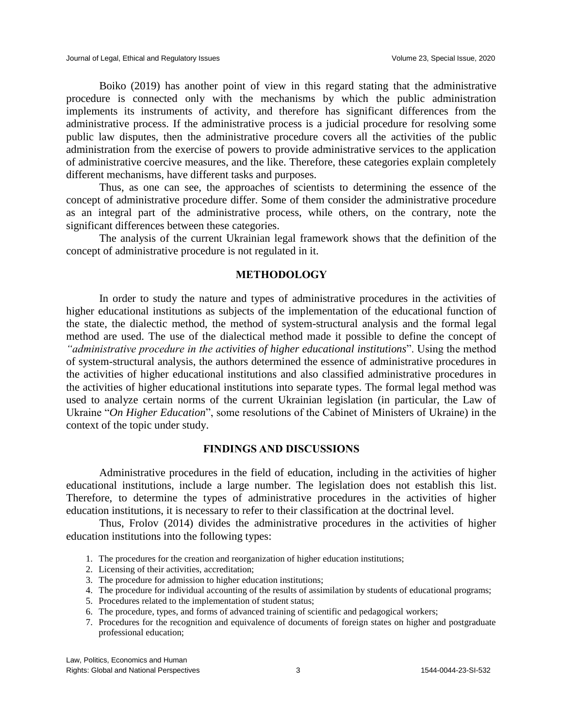Boiko (2019) has another point of view in this regard stating that the administrative procedure is connected only with the mechanisms by which the public administration implements its instruments of activity, and therefore has significant differences from the administrative process. If the administrative process is a judicial procedure for resolving some public law disputes, then the administrative procedure covers all the activities of the public administration from the exercise of powers to provide administrative services to the application of administrative coercive measures, and the like. Therefore, these categories explain completely different mechanisms, have different tasks and purposes.

Thus, as one can see, the approaches of scientists to determining the essence of the concept of administrative procedure differ. Some of them consider the administrative procedure as an integral part of the administrative process, while others, on the contrary, note the significant differences between these categories.

The analysis of the current Ukrainian legal framework shows that the definition of the concept of administrative procedure is not regulated in it.

## METHODOLOGY

In order to study the nature and types of administrative procedures in the activities of higher educational institutions as subjects of the implementation of the educational function of the state, the dialectic method, the method of system-structural analysis and the formal legal method are used. The use of the dialectical method made it possible to define the concept of *"administrative procedure in the activities of higher educational institutions*". Using the method of system-structural analysis, the authors determined the essence of administrative procedures in the activities of higher educational institutions and also classified administrative procedures in the activities of higher educational institutions into separate types. The formal legal method was used to analyze certain norms of the current Ukrainian legislation (in particular, the Law of Ukraine "*On Higher Education*", some resolutions of the Cabinet of Ministers of Ukraine) in the context of the topic under study.

## FINDINGS AND DISCUSSIONS

Administrative procedures in the field of education, including in the activities of higher educational institutions, include a large number. The legislation does not establish this list. Therefore, to determine the types of administrative procedures in the activities of higher education institutions, it is necessary to refer to their classification at the doctrinal level.

Thus, Frolov (2014) divides the administrative procedures in the activities of higher education institutions into the following types:

1. The procedures for the creation and reorganization of higher education institutions;
2. Licensing of their activities, accreditation;
3. The procedure for admission to higher education institutions;
4. The procedure for individual accounting of the results of assimilation by students of educational programs;
5. Procedures related to the implementation of student status;
6. The procedure, types, and forms of advanced training of scientific and pedagogical workers;
7. Procedures for the recognition and equivalence of documents of foreign states on higher and postgraduate professional education;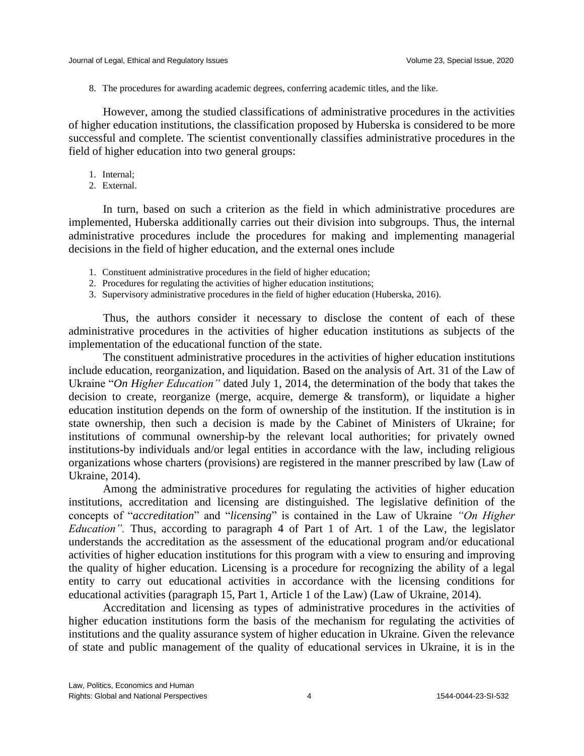8. The procedures for awarding academic degrees, conferring academic titles, and the like.

However, among the studied classifications of administrative procedures in the activities of higher education institutions, the classification proposed by Huberska is considered to be more successful and complete. The scientist conventionally classifies administrative procedures in the field of higher education into two general groups:

1. Internal;
2. External.

In turn, based on such a criterion as the field in which administrative procedures are implemented, Huberska additionally carries out their division into subgroups. Thus, the internal administrative procedures include the procedures for making and implementing managerial decisions in the field of higher education, and the external ones include

1. Constituent administrative procedures in the field of higher education;
2. Procedures for regulating the activities of higher education institutions;
3. Supervisory administrative procedures in the field of higher education (Huberska, 2016).

Thus, the authors consider it necessary to disclose the content of each of these administrative procedures in the activities of higher education institutions as subjects of the implementation of the educational function of the state.

The constituent administrative procedures in the activities of higher education institutions include education, reorganization, and liquidation. Based on the analysis of Art. 31 of the Law of Ukraine "*On Higher Education"* dated July 1, 2014, the determination of the body that takes the decision to create, reorganize (merge, acquire, demerge & transform), or liquidate a higher education institution depends on the form of ownership of the institution. If the institution is in state ownership, then such a decision is made by the Cabinet of Ministers of Ukraine; for institutions of communal ownership-by the relevant local authorities; for privately owned institutions-by individuals and/or legal entities in accordance with the law, including religious organizations whose charters (provisions) are registered in the manner prescribed by law (Law of Ukraine, 2014).

Among the administrative procedures for regulating the activities of higher education institutions, accreditation and licensing are distinguished. The legislative definition of the concepts of "*accreditation*" and "*licensing*" is contained in the Law of Ukraine *"On Higher Education".* Thus, according to paragraph 4 of Part 1 of Art. 1 of the Law, the legislator understands the accreditation as the assessment of the educational program and/or educational activities of higher education institutions for this program with a view to ensuring and improving the quality of higher education. Licensing is a procedure for recognizing the ability of a legal entity to carry out educational activities in accordance with the licensing conditions for educational activities (paragraph 15, Part 1, Article 1 of the Law) (Law of Ukraine, 2014).

Accreditation and licensing as types of administrative procedures in the activities of higher education institutions form the basis of the mechanism for regulating the activities of institutions and the quality assurance system of higher education in Ukraine. Given the relevance of state and public management of the quality of educational services in Ukraine, it is in the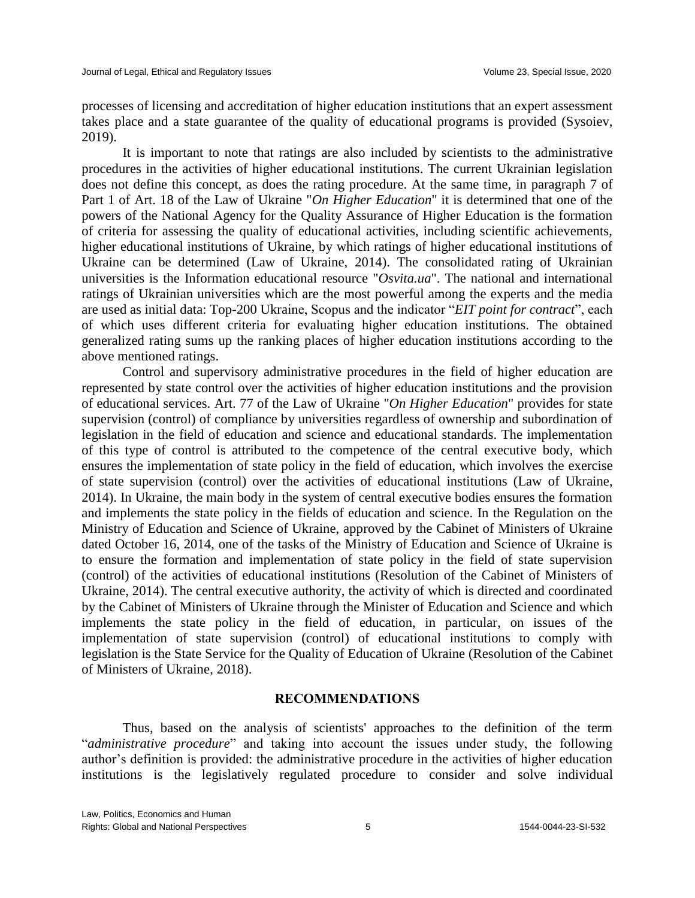processes of licensing and accreditation of higher education institutions that an expert assessment takes place and a state guarantee of the quality of educational programs is provided (Sysoiev, 2019).

It is important to note that ratings are also included by scientists to the administrative procedures in the activities of higher educational institutions. The current Ukrainian legislation does not define this concept, as does the rating procedure. At the same time, in paragraph 7 of Part 1 of Art. 18 of the Law of Ukraine "*On Higher Education*" it is determined that one of the powers of the National Agency for the Quality Assurance of Higher Education is the formation of criteria for assessing the quality of educational activities, including scientific achievements, higher educational institutions of Ukraine, by which ratings of higher educational institutions of Ukraine can be determined (Law of Ukraine, 2014). The consolidated rating of Ukrainian universities is the Information educational resource "*Osvita.ua*". The national and international ratings of Ukrainian universities which are the most powerful among the experts and the media are used as initial data: Top-200 Ukraine, Scopus and the indicator "*EIT point for contract*", each of which uses different criteria for evaluating higher education institutions. The obtained generalized rating sums up the ranking places of higher education institutions according to the above mentioned ratings.

Control and supervisory administrative procedures in the field of higher education are represented by state control over the activities of higher education institutions and the provision of educational services. Art. 77 of the Law of Ukraine "*On Higher Education*" provides for state supervision (control) of compliance by universities regardless of ownership and subordination of legislation in the field of education and science and educational standards. The implementation of this type of control is attributed to the competence of the central executive body, which ensures the implementation of state policy in the field of education, which involves the exercise of state supervision (control) over the activities of educational institutions (Law of Ukraine, 2014). In Ukraine, the main body in the system of central executive bodies ensures the formation and implements the state policy in the fields of education and science. In the Regulation on the Ministry of Education and Science of Ukraine, approved by the Cabinet of Ministers of Ukraine dated October 16, 2014, one of the tasks of the Ministry of Education and Science of Ukraine is to ensure the formation and implementation of state policy in the field of state supervision (control) of the activities of educational institutions (Resolution of the Cabinet of Ministers of Ukraine, 2014). The central executive authority, the activity of which is directed and coordinated by the Cabinet of Ministers of Ukraine through the Minister of Education and Science and which implements the state policy in the field of education, in particular, on issues of the implementation of state supervision (control) of educational institutions to comply with legislation is the State Service for the Quality of Education of Ukraine (Resolution of the Cabinet of Ministers of Ukraine, 2018).

## RECOMMENDATIONS

Thus, based on the analysis of scientists' approaches to the definition of the term "*administrative procedure*" and taking into account the issues under study, the following author's definition is provided: the administrative procedure in the activities of higher education institutions is the legislatively regulated procedure to consider and solve individual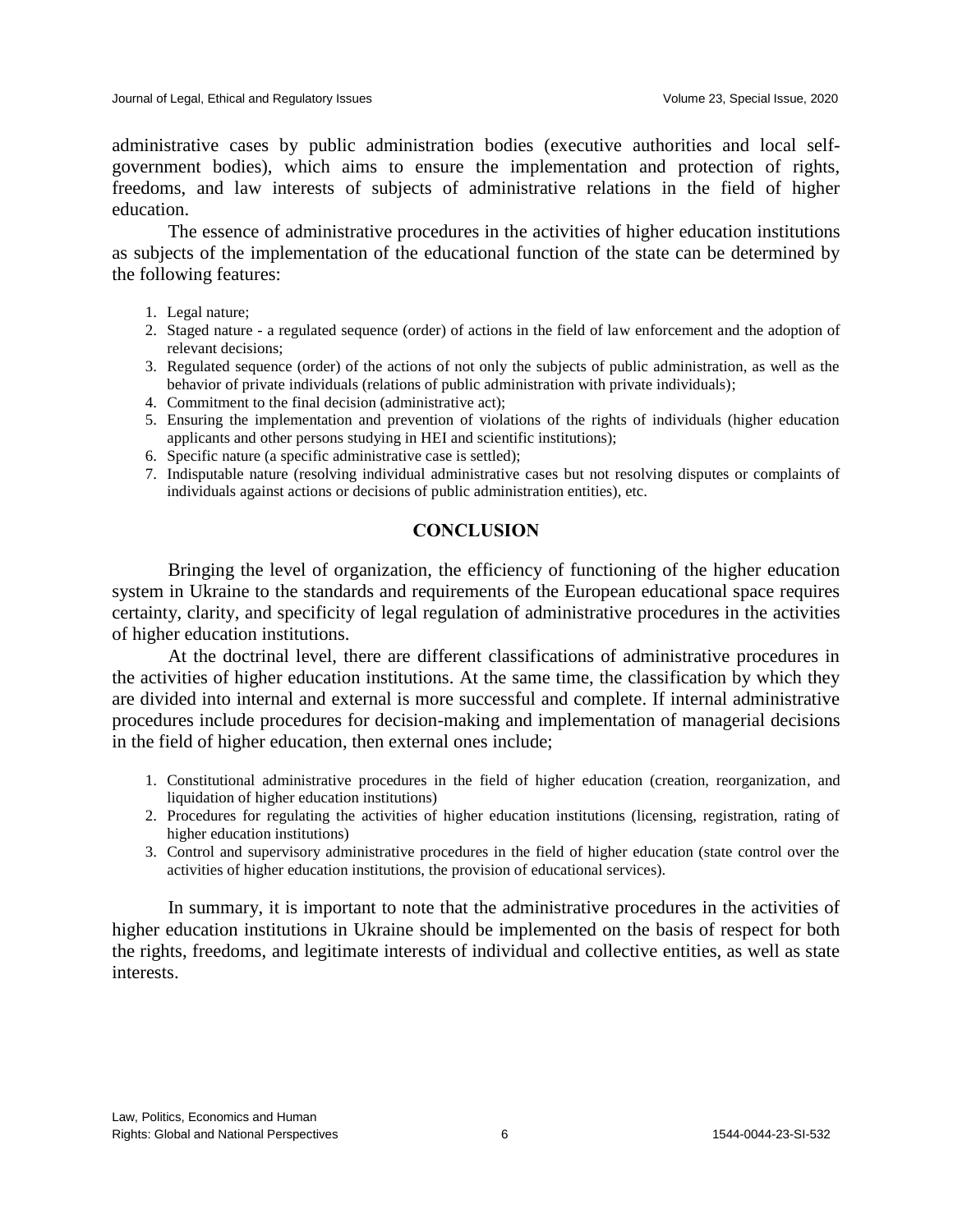administrative cases by public administration bodies (executive authorities and local self-government bodies), which aims to ensure the implementation and protection of rights, freedoms, and law interests of subjects of administrative relations in the field of higher education.

The essence of administrative procedures in the activities of higher education institutions as subjects of the implementation of the educational function of the state can be determined by the following features:

1. Legal nature;
2. Staged nature - a regulated sequence (order) of actions in the field of law enforcement and the adoption of relevant decisions;
3. Regulated sequence (order) of the actions of not only the subjects of public administration, as well as the behavior of private individuals (relations of public administration with private individuals);
4. Commitment to the final decision (administrative act);
5. Ensuring the implementation and prevention of violations of the rights of individuals (higher education applicants and other persons studying in HEI and scientific institutions);
6. Specific nature (a specific administrative case is settled);
7. Indisputable nature (resolving individual administrative cases but not resolving disputes or complaints of individuals against actions or decisions of public administration entities), etc.

## CONCLUSION

Bringing the level of organization, the efficiency of functioning of the higher education system in Ukraine to the standards and requirements of the European educational space requires certainty, clarity, and specificity of legal regulation of administrative procedures in the activities of higher education institutions.

At the doctrinal level, there are different classifications of administrative procedures in the activities of higher education institutions. At the same time, the classification by which they are divided into internal and external is more successful and complete. If internal administrative procedures include procedures for decision-making and implementation of managerial decisions in the field of higher education, then external ones include;

1. Constitutional administrative procedures in the field of higher education (creation, reorganization, and liquidation of higher education institutions)
2. Procedures for regulating the activities of higher education institutions (licensing, registration, rating of higher education institutions)
3. Control and supervisory administrative procedures in the field of higher education (state control over the activities of higher education institutions, the provision of educational services).

In summary, it is important to note that the administrative procedures in the activities of higher education institutions in Ukraine should be implemented on the basis of respect for both the rights, freedoms, and legitimate interests of individual and collective entities, as well as state interests.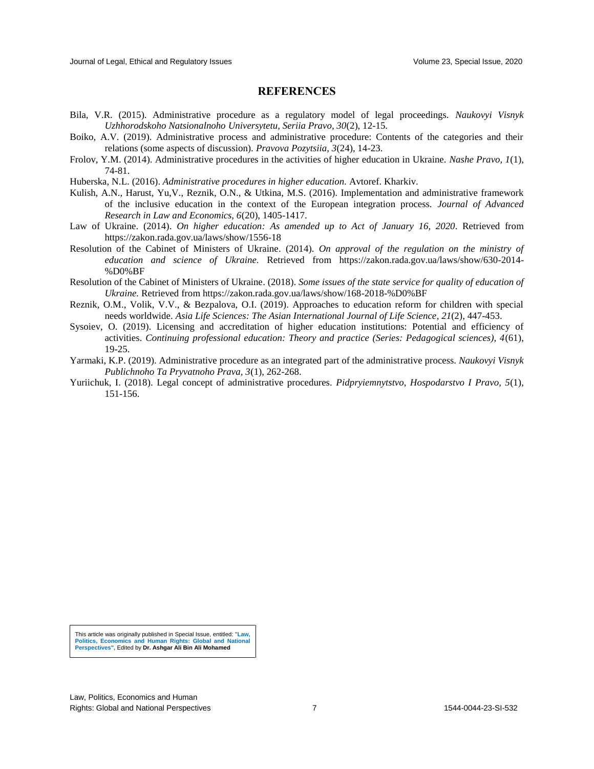## REFERENCES

Bila, V.R. (2015). Administrative procedure as a regulatory model of legal proceedings. *Naukovyi Visnyk Uzhhorodskoho Natsionalnoho Universytetu, Seriia Pravo, 30*(2), 12-15.

Boiko, A.V. (2019). Administrative process and administrative procedure: Contents of the categories and their relations (some aspects of discussion). *Pravova Pozytsiia, 3*(24), 14-23.

Frolov, Y.M. (2014). Administrative procedures in the activities of higher education in Ukraine. *Nashe Pravo, 1*(1), 74-81.

Huberska, N.L. (2016). *Administrative procedures in higher education.* Avtoref. Kharkiv.

Kulish, A.N., Harust, Yu,V., Reznik, O.N., & Utkina, M.S. (2016). Implementation and administrative framework of the inclusive education in the context of the European integration process. *Journal of Advanced Research in Law and Economics, 6*(20), 1405-1417.

Law of Ukraine. (2014). *On higher education: As amended up to Act of January 16, 2020*. Retrieved from https://zakon.rada.gov.ua/laws/show/1556-18

Resolution of the Cabinet of Ministers of Ukraine. (2014). *On approval of the regulation on the ministry of education and science of Ukraine*. Retrieved from https://zakon.rada.gov.ua/laws/show/630-2014-%D0%BF

Resolution of the Cabinet of Ministers of Ukraine. (2018). *Some issues of the state service for quality of education of Ukraine.* Retrieved from https://zakon.rada.gov.ua/laws/show/168-2018-%D0%BF

Reznik, O.M., Volik, V.V., & Bezpalova, O.I. (2019). Approaches to education reform for children with special needs worldwide. *Asia Life Sciences: The Asian International Journal of Life Science, 21*(2), 447-453.

Sysoiev, O. (2019). Licensing and accreditation of higher education institutions: Potential and efficiency of activities. *Continuing professional education: Theory and practice (Series: Pedagogical sciences), 4*(61), 19-25.

Yarmaki, K.P. (2019). Administrative procedure as an integrated part of the administrative process. *Naukovyi Visnyk Publichnoho Ta Pryvatnoho Prava, 3*(1), 262-268.

Yuriichuk, I. (2018). Legal concept of administrative procedures. *Pidpryiemnytstvo, Hospodarstvo I Pravo, 5*(1), 151-156.

This article was originally published in Special Issue, entitled: **"Law, Politics, Economics and Human Rights: Global and National Perspectives"**, Edited by **Dr. Ashgar Ali Bin Ali Mohamed**